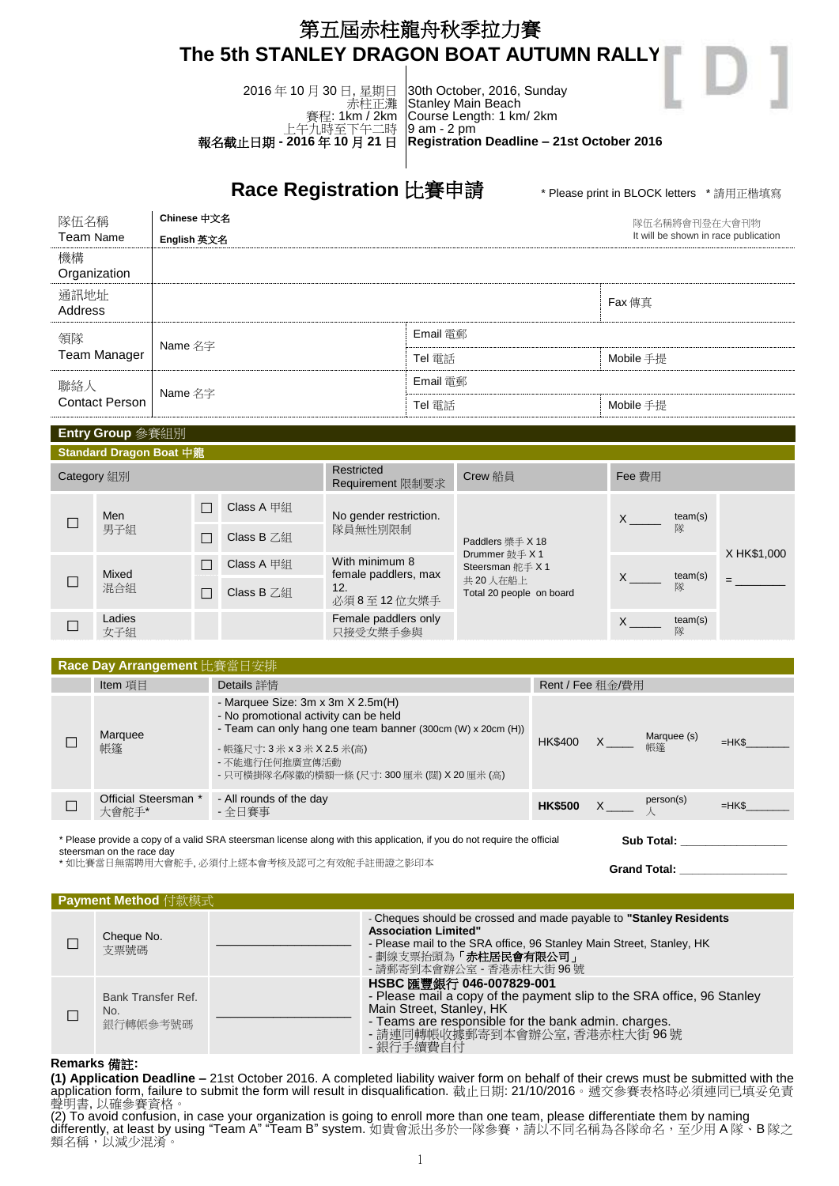# 第五屆赤柱龍舟秋季拉力賽
# The 5th STANLEY DRAGON BOAT AUTUMN RALLY

| | |
|---|---|
| 2016 年 10 月 30 日, 星期日 | 30th October, 2016, Sunday |
| 赤柱正灘 | Stanley Main Beach |
| 賽程: 1km / 2km | Course Length: 1 km/ 2km |
| 上午九時至下午二時 | 9 am - 2 pm |
| **報名截止日期 - 2016 年 10 月 21 日** | **Registration Deadline – 21st October 2016** |

## Race Registration 比賽申請

\* Please print in BLOCK letters \* 請用正楷填寫

| | | | |
|---|---|---|---|
| 隊伍名稱 Team Name | **Chinese 中文名** / **English 英文名** | | 隊伍名稱將會刊登在大會刊物 It will be shown in race publication |
| 機構 Organization | | | |
| 通訊地址 Address | | | Fax 傳真 |
| 領隊 Team Manager | Name 名字 | Email 電郵 | |
| | | Tel 電話 | Mobile 手提 |
| 聯絡人 Contact Person | Name 名字 | Email 電郵 | |
| | | Tel 電話 | Mobile 手提 |

### Entry Group 參賽組別

**Standard Dragon Boat 中龍**

| | Category 組別 | | | Restricted Requirement 限制要求 | Crew 船員 | Fee 費用 | |
|---|---|---|---|---|---|---|---|
| ☐ | Men 男子組 | ☐ | Class A 甲組 | No gender restriction. 隊員無性別限制 | Paddlers 槳手 X 18<br>Drummer 鼓手 X 1<br>Steersman 舵手 X 1<br>共 20 人在船上<br>Total 20 people on board | X _____ team(s) 隊 | X HK$1,000<br>= ________ |
| | | ☐ | Class B 乙組 | | | | |
| ☐ | Mixed 混合組 | ☐ | Class A 甲組 | With minimum 8 female paddlers, max 12. 必須 8 至 12 位女槳手 | | X _____ team(s) 隊 | |
| | | ☐ | Class B 乙組 | | | | |
| ☐ | Ladies 女子組 | | | Female paddlers only 只接受女槳手參與 | | X _____ team(s) 隊 | |

### Race Day Arrangement 比賽當日安排

| | Item 項目 | Details 詳情 | Rent / Fee 租金/費用 |
|---|---|---|---|
| ☐ | Marquee 帳篷 | - Marquee Size: 3m x 3m X 2.5m(H)<br>- No promotional activity can be held<br>- Team can only hang one team banner (300cm (W) x 20cm (H))<br>- 帳篷尺寸: 3 米 x 3 米 X 2.5 米(高)<br>- 不能進行任何推廣宣傳活動<br>- 只可橫掛隊名/隊徽的橫額一條 (尺寸: 300 厘米 (闊) X 20 厘米 (高) | HK$400 X____ Marquee (s) 帳篷 =HK$_______ |
| ☐ | Official Steersman \* 大會舵手\* | - All rounds of the day<br>- 全日賽事 | **HK$500** X____ person(s) 人 =HK$_______ |

\* Please provide a copy of a valid SRA steersman license along with this application, if you do not require the official steersman on the race day
\* 如比賽當日無需聘用大會舵手, 必須付上經本會考核及認可之有效舵手註冊證之影印本

**Sub Total:** _________________

**Grand Total:** _________________

### Payment Method 付款模式

| | | | |
|---|---|---|---|
| ☐ | Cheque No. 支票號碼 | ____________________ | - Cheques should be crossed and made payable to **"Stanley Residents Association Limited"**<br>- Please mail to the SRA office, 96 Stanley Main Street, Stanley, HK<br>- 劃線支票抬頭為「**赤柱居民會有限公司**」<br>- 請郵寄到本會辦公室 - 香港赤柱大街 96 號 |
| ☐ | Bank Transfer Ref. No. 銀行轉帳參考號碼 | ____________________ | **HSBC 匯豐銀行 046-007829-001**<br>- Please mail a copy of the payment slip to the SRA office, 96 Stanley Main Street, Stanley, HK<br>- Teams are responsible for the bank admin. charges.<br>- 請連同轉帳收據郵寄到本會辦公室, 香港赤柱大街 96 號<br>- 銀行手續費自付 |

**Remarks 備註:**

**(1) Application Deadline –** 21st October 2016. A completed liability waiver form on behalf of their crews must be submitted with the application form, failure to submit the form will result in disqualification. 截止日期: 21/10/2016。遞交參賽表格時必須連同已填妥免責聲明書, 以確參賽資格。

(2) To avoid confusion, in case your organization is going to enroll more than one team, please differentiate them by naming differently, at least by using "Team A" "Team B" system. 如貴會派出多於一隊參賽，請以不同名稱為各隊命名，至少用 A 隊、B 隊之類名稱，以減少混淆。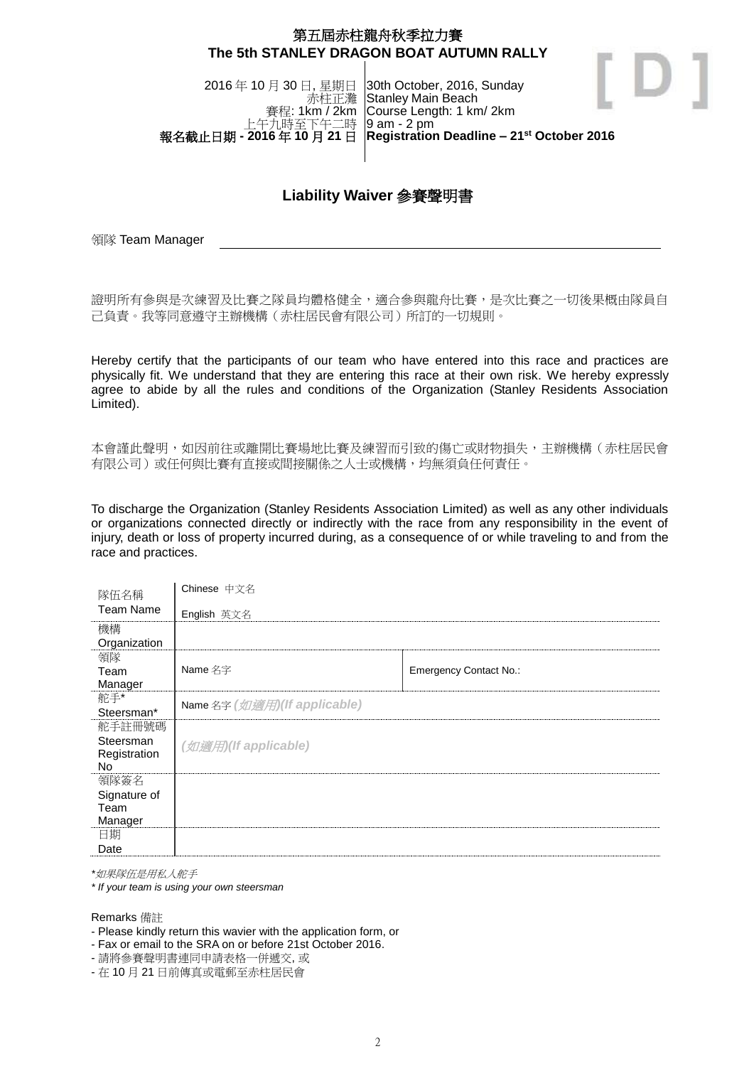# 第五屆赤柱龍舟秋季拉力賽
# The 5th STANLEY DRAGON BOAT AUTUMN RALLY

[ D ]

| | |
|---|---|
| 2016 年 10 月 30 日, 星期日 | 30th October, 2016, Sunday |
| 赤柱正灘 | Stanley Main Beach |
| 賽程: 1km / 2km | Course Length: 1 km/ 2km |
| 上午九時至下午二時 | 9 am - 2 pm |
| **報名截止日期 - 2016 年 10 月 21 日** | **Registration Deadline – 21st October 2016** |

## Liability Waiver 參賽聲明書

領隊 Team Manager ______________________________

證明所有參與是次練習及比賽之隊員均體格健全，適合參與龍舟比賽，是次比賽之一切後果概由隊員自己負責。我等同意遵守主辦機構（赤柱居民會有限公司）所訂的一切規則。

Hereby certify that the participants of our team who have entered into this race and practices are physically fit. We understand that they are entering this race at their own risk. We hereby expressly agree to abide by all the rules and conditions of the Organization (Stanley Residents Association Limited).

本會謹此聲明，如因前往或離開比賽場地比賽及練習而引致的傷亡或財物損失，主辦機構（赤柱居民會有限公司）或任何與比賽有直接或間接關係之人士或機構，均無須負任何責任。

To discharge the Organization (Stanley Residents Association Limited) as well as any other individuals or organizations connected directly or indirectly with the race from any responsibility in the event of injury, death or loss of property incurred during, as a consequence of or while traveling to and from the race and practices.

| | | |
|---|---|---|
| 隊伍名稱 Team Name | Chinese 中文名<br>English 英文名 | |
| 機構 Organization | | |
| 領隊 Team Manager | Name 名字 | Emergency Contact No.: |
| 舵手* Steersman* | Name 名字 *(如適用)(If applicable)* | |
| 舵手註冊號碼 Steersman Registration No | *(如適用)(If applicable)* | |
| 領隊簽名 Signature of Team Manager | | |
| 日期 Date | | |

*\*如果隊伍是用私人舵手*

*\* If your team is using your own steersman*

Remarks 備註

- Please kindly return this wavier with the application form, or
- Fax or email to the SRA on or before 21st October 2016.
- 請將參賽聲明書連同申請表格一併遞交, 或
- 在 10 月 21 日前傳真或電郵至赤柱居民會